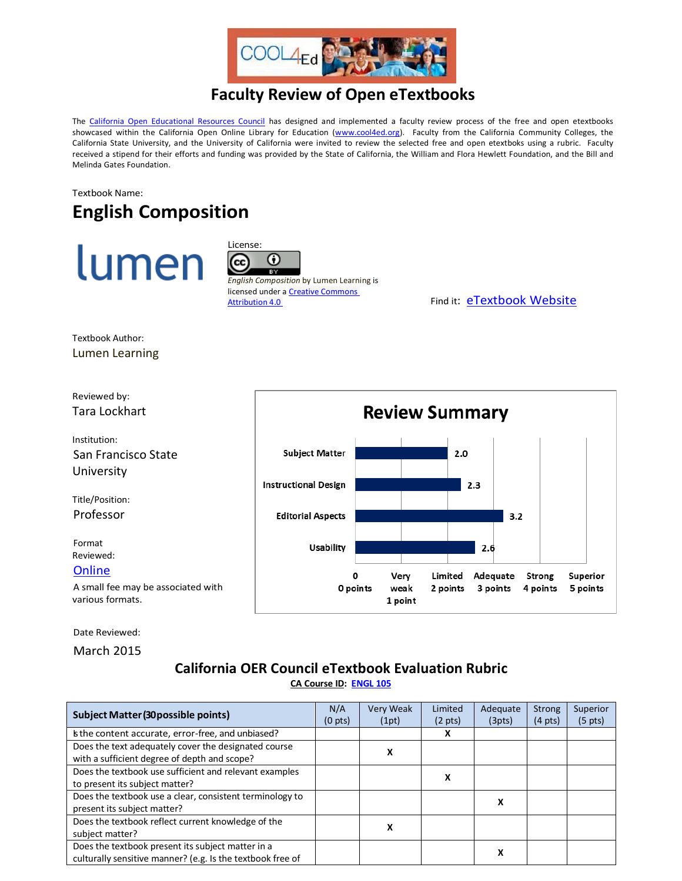# Faculty Review of Open eTextbooks

The California Open Educational Resources Council has designed and implemented a faculty review process of the free and open etextbooks showcased within the California Open Online Library for Education (www.cool4ed.org). Faculty from the California Community Colleges, the California State University, and the University of California were invited to review the selected free and open etextboks using a rubric. Faculty received a stipend for their efforts and funding was provided by the State of California, the William and Flora Hewlett Foundation, and the Bill and Melinda Gates Foundation.

Textbook Name:

## English Composition

lumen

License:

*English Composition* by Lumen Learning is licensed under a Creative Commons Attribution 4.0

Find it: eTextbook Website

Textbook Author:
Lumen Learning

Reviewed by:
Tara Lockhart

Institution:
San Francisco State University

Title/Position:
Professor

Format Reviewed:
Online

A small fee may be associated with various formats.

Date Reviewed:
March 2015

### Review Summary

| Category | Score |
|---|---|
| Subject Matter | 2.0 |
| Instructional Design | 2.3 |
| Editorial Aspects | 3.2 |
| Usability | 2.6 |

Scale: 0 (0 points), Very weak (1 point), Limited (2 points), Adequate (3 points), Strong (4 points), Superior (5 points)

## California OER Council eTextbook Evaluation Rubric

CA Course ID: ENGL 105

| Subject Matter (30 possible points) | N/A (0 pts) | Very Weak (1pt) | Limited (2 pts) | Adequate (3pts) | Strong (4 pts) | Superior (5 pts) |
|---|---|---|---|---|---|---|
| Is the content accurate, error-free, and unbiased? | | | X | | | |
| Does the text adequately cover the designated course with a sufficient degree of depth and scope? | | X | | | | |
| Does the textbook use sufficient and relevant examples to present its subject matter? | | | X | | | |
| Does the textbook use a clear, consistent terminology to present its subject matter? | | | | X | | |
| Does the textbook reflect current knowledge of the subject matter? | | X | | | | |
| Does the textbook present its subject matter in a culturally sensitive manner? (e.g. Is the textbook free of | | | | X | | |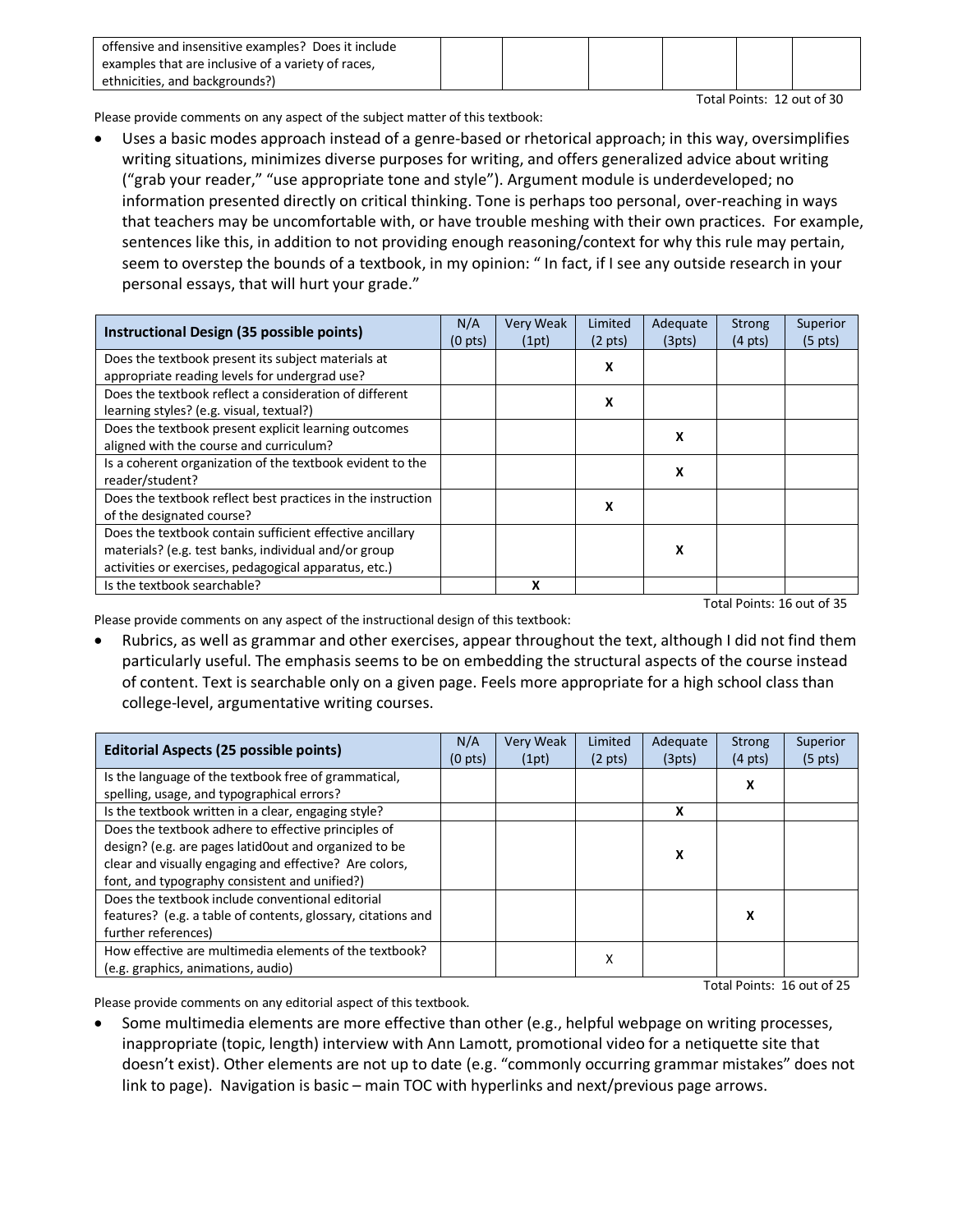| offensive and insensitive examples? Does it include examples that are inclusive of a variety of races, ethnicities, and backgrounds?) | | | | | | |
|---|---|---|---|---|---|---|

Total Points: 12 out of 30

Please provide comments on any aspect of the subject matter of this textbook:

- Uses a basic modes approach instead of a genre-based or rhetorical approach; in this way, oversimplifies writing situations, minimizes diverse purposes for writing, and offers generalized advice about writing ("grab your reader," "use appropriate tone and style"). Argument module is underdeveloped; no information presented directly on critical thinking. Tone is perhaps too personal, over-reaching in ways that teachers may be uncomfortable with, or have trouble meshing with their own practices. For example, sentences like this, in addition to not providing enough reasoning/context for why this rule may pertain, seem to overstep the bounds of a textbook, in my opinion: " In fact, if I see any outside research in your personal essays, that will hurt your grade."

| Instructional Design (35 possible points) | N/A (0 pts) | Very Weak (1pt) | Limited (2 pts) | Adequate (3pts) | Strong (4 pts) | Superior (5 pts) |
|---|---|---|---|---|---|---|
| Does the textbook present its subject materials at appropriate reading levels for undergrad use? | | | X | | | |
| Does the textbook reflect a consideration of different learning styles? (e.g. visual, textual?) | | | X | | | |
| Does the textbook present explicit learning outcomes aligned with the course and curriculum? | | | | X | | |
| Is a coherent organization of the textbook evident to the reader/student? | | | | X | | |
| Does the textbook reflect best practices in the instruction of the designated course? | | | X | | | |
| Does the textbook contain sufficient effective ancillary materials? (e.g. test banks, individual and/or group activities or exercises, pedagogical apparatus, etc.) | | | | X | | |
| Is the textbook searchable? | | X | | | | |

Total Points: 16 out of 35

Please provide comments on any aspect of the instructional design of this textbook:

- Rubrics, as well as grammar and other exercises, appear throughout the text, although I did not find them particularly useful. The emphasis seems to be on embedding the structural aspects of the course instead of content. Text is searchable only on a given page. Feels more appropriate for a high school class than college-level, argumentative writing courses.

| Editorial Aspects (25 possible points) | N/A (0 pts) | Very Weak (1pt) | Limited (2 pts) | Adequate (3pts) | Strong (4 pts) | Superior (5 pts) |
|---|---|---|---|---|---|---|
| Is the language of the textbook free of grammatical, spelling, usage, and typographical errors? | | | | | X | |
| Is the textbook written in a clear, engaging style? | | | | X | | |
| Does the textbook adhere to effective principles of design? (e.g. are pages latid0out and organized to be clear and visually engaging and effective? Are colors, font, and typography consistent and unified?) | | | | X | | |
| Does the textbook include conventional editorial features? (e.g. a table of contents, glossary, citations and further references) | | | | | X | |
| How effective are multimedia elements of the textbook? (e.g. graphics, animations, audio) | | | X | | | |

Total Points: 16 out of 25

Please provide comments on any editorial aspect of this textbook.

- Some multimedia elements are more effective than other (e.g., helpful webpage on writing processes, inappropriate (topic, length) interview with Ann Lamott, promotional video for a netiquette site that doesn't exist). Other elements are not up to date (e.g. "commonly occurring grammar mistakes" does not link to page). Navigation is basic – main TOC with hyperlinks and next/previous page arrows.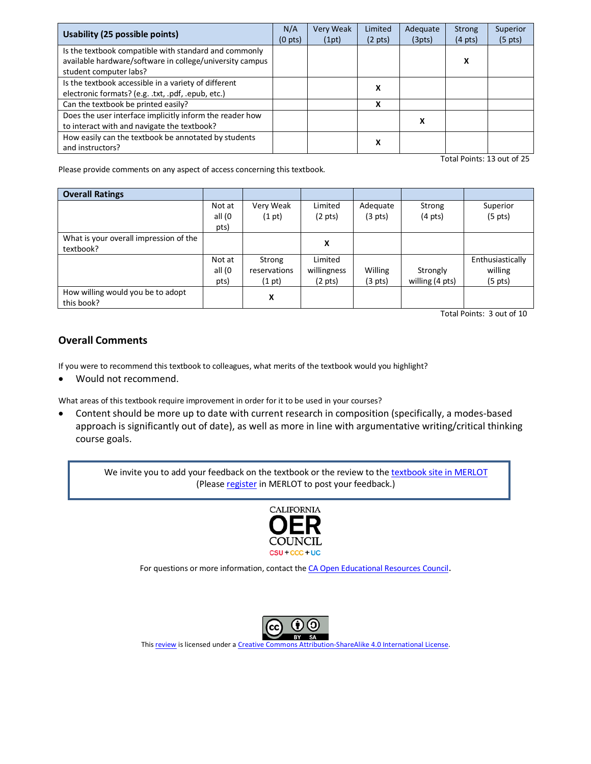| Usability (25 possible points) | N/A (0 pts) | Very Weak (1pt) | Limited (2 pts) | Adequate (3pts) | Strong (4 pts) | Superior (5 pts) |
|---|---|---|---|---|---|---|
| Is the textbook compatible with standard and commonly available hardware/software in college/university campus student computer labs? | | | | | X | |
| Is the textbook accessible in a variety of different electronic formats? (e.g. .txt, .pdf, .epub, etc.) | | | X | | | |
| Can the textbook be printed easily? | | | X | | | |
| Does the user interface implicitly inform the reader how to interact with and navigate the textbook? | | | | X | | |
| How easily can the textbook be annotated by students and instructors? | | | X | | | |

Total Points: 13 out of 25

Please provide comments on any aspect of access concerning this textbook.

| Overall Ratings | | | | | | |
|---|---|---|---|---|---|---|
| | Not at all (0 pts) | Very Weak (1 pt) | Limited (2 pts) | Adequate (3 pts) | Strong (4 pts) | Superior (5 pts) |
| What is your overall impression of the textbook? | | | X | | | |
| | Not at all (0 pts) | Strong reservations (1 pt) | Limited willingness (2 pts) | Willing (3 pts) | Strongly willing (4 pts) | Enthusiastically willing (5 pts) |
| How willing would you be to adopt this book? | | X | | | | |

Total Points: 3 out of 10

## Overall Comments

If you were to recommend this textbook to colleagues, what merits of the textbook would you highlight?

- Would not recommend.

What areas of this textbook require improvement in order for it to be used in your courses?

- Content should be more up to date with current research in composition (specifically, a modes-based approach is significantly out of date), as well as more in line with argumentative writing/critical thinking course goals.

We invite you to add your feedback on the textbook or the review to the textbook site in MERLOT (Please register in MERLOT to post your feedback.)

CALIFORNIA OER COUNCIL
CSU + CCC + UC

For questions or more information, contact the CA Open Educational Resources Council.

This review is licensed under a Creative Commons Attribution-ShareAlike 4.0 International License.